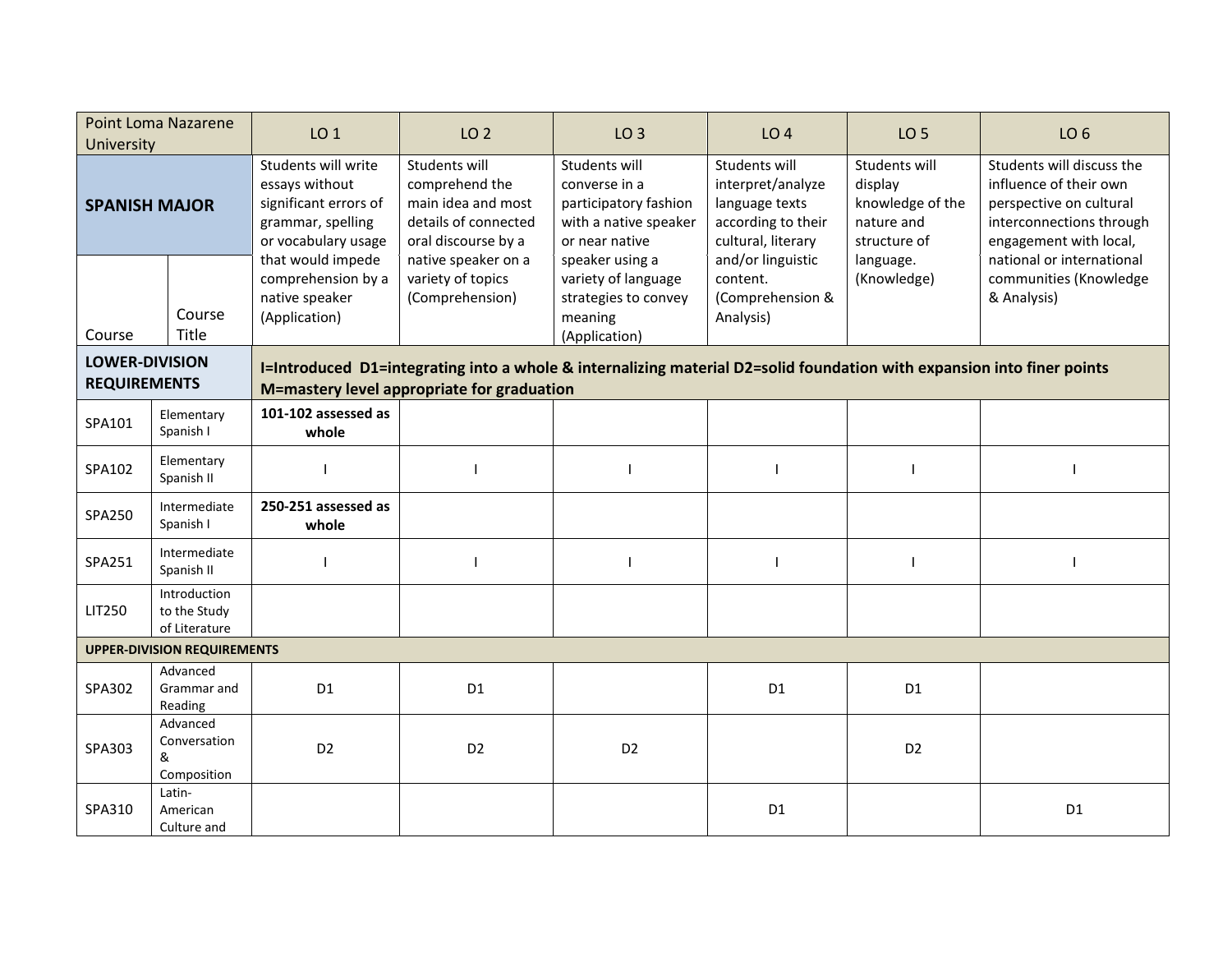| Point Loma Nazarene University | | LO 1 | LO 2 | LO 3 | LO 4 | LO 5 | LO 6 |
|---|---|---|---|---|---|---|---|
| **SPANISH MAJOR** | | Students will write essays without significant errors of grammar, spelling or vocabulary usage that would impede comprehension by a native speaker (Application) | Students will comprehend the main idea and most details of connected oral discourse by a native speaker on a variety of topics (Comprehension) | Students will converse in a participatory fashion with a native speaker or near native speaker using a variety of language strategies to convey meaning (Application) | Students will interpret/analyze language texts according to their cultural, literary and/or linguistic content. (Comprehension & Analysis) | Students will display knowledge of the nature and structure of language. (Knowledge) | Students will discuss the influence of their own perspective on cultural interconnections through engagement with local, national or international communities (Knowledge & Analysis) |
| Course | Course Title | | | | | | |
| **LOWER-DIVISION REQUIREMENTS** | | **I=Introduced D1=integrating into a whole & internalizing material D2=solid foundation with expansion into finer points M=mastery level appropriate for graduation** | | | | | |
| SPA101 | Elementary Spanish I | **101-102 assessed as whole** | | | | | |
| SPA102 | Elementary Spanish II | I | I | I | I | I | I |
| SPA250 | Intermediate Spanish I | **250-251 assessed as whole** | | | | | |
| SPA251 | Intermediate Spanish II | I | I | I | I | I | I |
| LIT250 | Introduction to the Study of Literature | | | | | | |
| **UPPER-DIVISION REQUIREMENTS** | | | | | | | |
| SPA302 | Advanced Grammar and Reading | D1 | D1 | | D1 | D1 | |
| SPA303 | Advanced Conversation & Composition | D2 | D2 | D2 | | D2 | |
| SPA310 | Latin-American Culture and | | | | D1 | | D1 |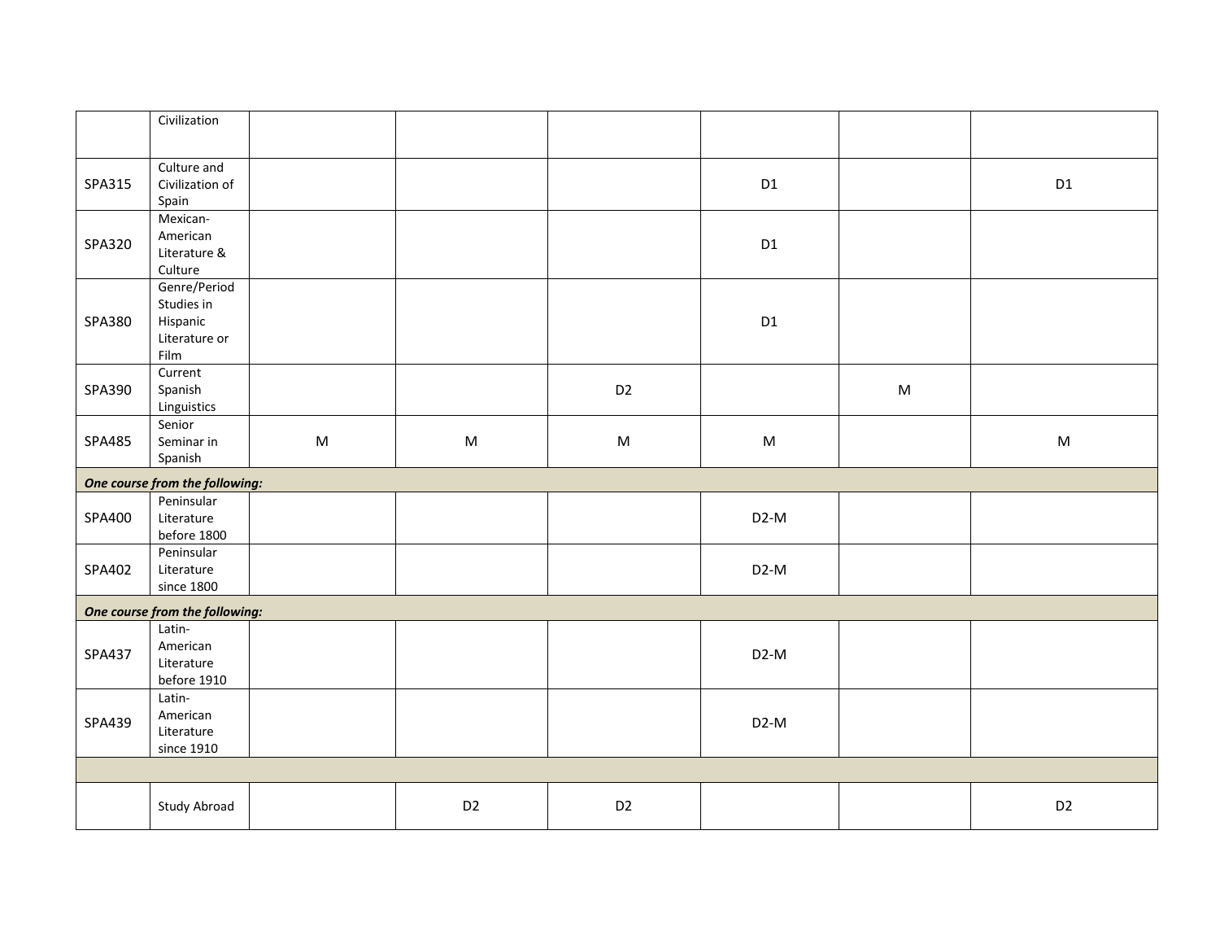| | | | | | | | |
|---|---|---|---|---|---|---|---|
| | Civilization | | | | | | |
| SPA315 | Culture and Civilization of Spain | | | | D1 | | D1 |
| SPA320 | Mexican-American Literature & Culture | | | | D1 | | |
| SPA380 | Genre/Period Studies in Hispanic Literature or Film | | | | D1 | | |
| SPA390 | Current Spanish Linguistics | | | D2 | | M | |
| SPA485 | Senior Seminar in Spanish | M | M | M | M | | M |
| ***One course from the following:*** | | | | | | | |
| SPA400 | Peninsular Literature before 1800 | | | | D2-M | | |
| SPA402 | Peninsular Literature since 1800 | | | | D2-M | | |
| ***One course from the following:*** | | | | | | | |
| SPA437 | Latin-American Literature before 1910 | | | | D2-M | | |
| SPA439 | Latin-American Literature since 1910 | | | | D2-M | | |
| | | | | | | | |
| | Study Abroad | | D2 | D2 | | | D2 |